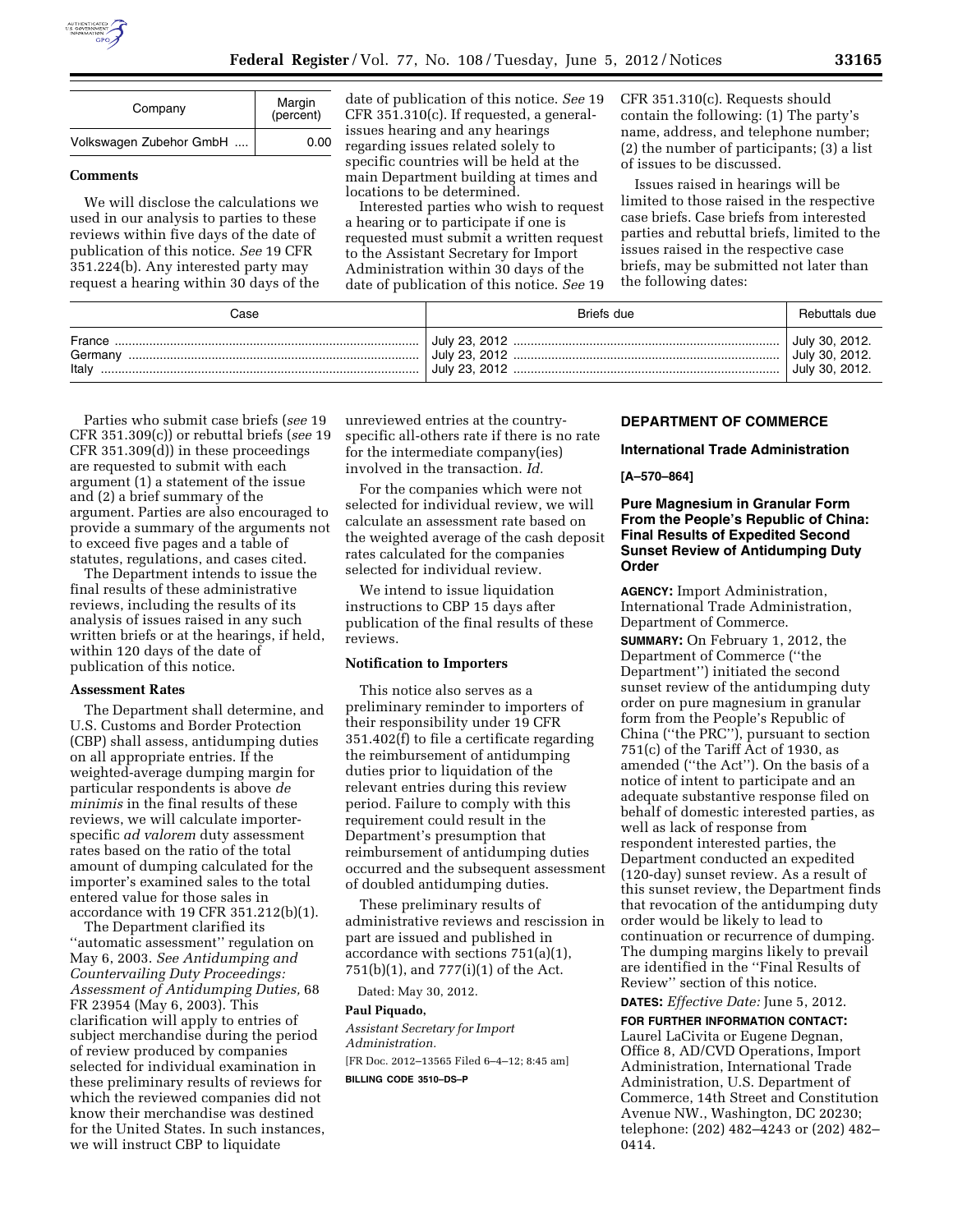| Company | Margin (percent) |
| --- | --- |
| Volkswagen Zubehor GmbH .... | 0.00 |

**Comments**

We will disclose the calculations we used in our analysis to parties to these reviews within five days of the date of publication of this notice. *See* 19 CFR 351.224(b). Any interested party may request a hearing within 30 days of the date of publication of this notice. *See* 19 CFR 351.310(c). If requested, a general-issues hearing and any hearings regarding issues related solely to specific countries will be held at the main Department building at times and locations to be determined.

Interested parties who wish to request a hearing or to participate if one is requested must submit a written request to the Assistant Secretary for Import Administration within 30 days of the date of publication of this notice. *See* 19 CFR 351.310(c). Requests should contain the following: (1) The party's name, address, and telephone number; (2) the number of participants; (3) a list of issues to be discussed.

Issues raised in hearings will be limited to those raised in the respective case briefs. Case briefs from interested parties and rebuttal briefs, limited to the issues raised in the respective case briefs, may be submitted not later than the following dates:

| Case | Briefs due | Rebuttals due |
| --- | --- | --- |
| France ........ | July 23, 2012 ........ | July 30, 2012. |
| Germany ........ | July 23, 2012 ........ | July 30, 2012. |
| Italy ........ | July 23, 2012 ........ | July 30, 2012. |

Parties who submit case briefs (*see* 19 CFR 351.309(c)) or rebuttal briefs (*see* 19 CFR 351.309(d)) in these proceedings are requested to submit with each argument (1) a statement of the issue and (2) a brief summary of the argument. Parties are also encouraged to provide a summary of the arguments not to exceed five pages and a table of statutes, regulations, and cases cited.

The Department intends to issue the final results of these administrative reviews, including the results of its analysis of issues raised in any such written briefs or at the hearings, if held, within 120 days of the date of publication of this notice.

**Assessment Rates**

The Department shall determine, and U.S. Customs and Border Protection (CBP) shall assess, antidumping duties on all appropriate entries. If the weighted-average dumping margin for particular respondents is above *de minimis* in the final results of these reviews, we will calculate importer-specific *ad valorem* duty assessment rates based on the ratio of the total amount of dumping calculated for the importer's examined sales to the total entered value for those sales in accordance with 19 CFR 351.212(b)(1).

The Department clarified its ''automatic assessment'' regulation on May 6, 2003. *See Antidumping and Countervailing Duty Proceedings: Assessment of Antidumping Duties,* 68 FR 23954 (May 6, 2003). This clarification will apply to entries of subject merchandise during the period of review produced by companies selected for individual examination in these preliminary results of reviews for which the reviewed companies did not know their merchandise was destined for the United States. In such instances, we will instruct CBP to liquidate unreviewed entries at the country-specific all-others rate if there is no rate for the intermediate company(ies) involved in the transaction. *Id.*

For the companies which were not selected for individual review, we will calculate an assessment rate based on the weighted average of the cash deposit rates calculated for the companies selected for individual review.

We intend to issue liquidation instructions to CBP 15 days after publication of the final results of these reviews.

**Notification to Importers**

This notice also serves as a preliminary reminder to importers of their responsibility under 19 CFR 351.402(f) to file a certificate regarding the reimbursement of antidumping duties prior to liquidation of the relevant entries during this review period. Failure to comply with this requirement could result in the Department's presumption that reimbursement of antidumping duties occurred and the subsequent assessment of doubled antidumping duties.

These preliminary results of administrative reviews and rescission in part are issued and published in accordance with sections 751(a)(1), 751(b)(1), and 777(i)(1) of the Act.

Dated: May 30, 2012.

**Paul Piquado,**

*Assistant Secretary for Import Administration.*

[FR Doc. 2012–13565 Filed 6–4–12; 8:45 am]

**BILLING CODE 3510–DS–P**

## DEPARTMENT OF COMMERCE

### International Trade Administration

**[A–570–864]**

### Pure Magnesium in Granular Form From the People's Republic of China: Final Results of Expedited Second Sunset Review of Antidumping Duty Order

**AGENCY:** Import Administration, International Trade Administration, Department of Commerce.

**SUMMARY:** On February 1, 2012, the Department of Commerce (''the Department'') initiated the second sunset review of the antidumping duty order on pure magnesium in granular form from the People's Republic of China (''the PRC''), pursuant to section 751(c) of the Tariff Act of 1930, as amended (''the Act''). On the basis of a notice of intent to participate and an adequate substantive response filed on behalf of domestic interested parties, as well as lack of response from respondent interested parties, the Department conducted an expedited (120-day) sunset review. As a result of this sunset review, the Department finds that revocation of the antidumping duty order would be likely to lead to continuation or recurrence of dumping. The dumping margins likely to prevail are identified in the ''Final Results of Review'' section of this notice.

**DATES:** *Effective Date:* June 5, 2012.

**FOR FURTHER INFORMATION CONTACT:** Laurel LaCivita or Eugene Degnan, Office 8, AD/CVD Operations, Import Administration, International Trade Administration, U.S. Department of Commerce, 14th Street and Constitution Avenue NW., Washington, DC 20230; telephone: (202) 482–4243 or (202) 482–0414.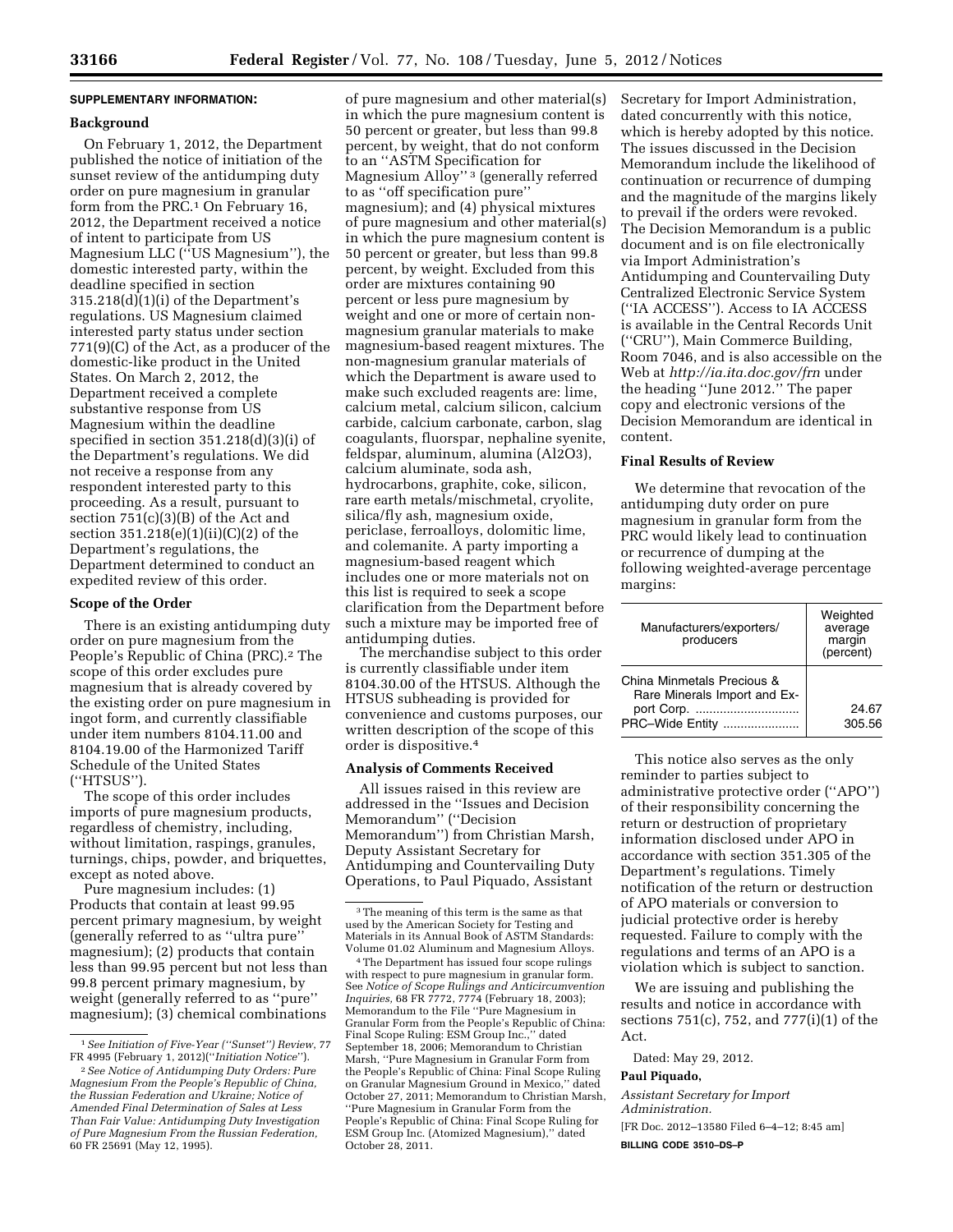**SUPPLEMENTARY INFORMATION:**

**Background**

On February 1, 2012, the Department published the notice of initiation of the sunset review of the antidumping duty order on pure magnesium in granular form from the PRC.[1] On February 16, 2012, the Department received a notice of intent to participate from US Magnesium LLC (''US Magnesium''), the domestic interested party, within the deadline specified in section 315.218(d)(1)(i) of the Department's regulations. US Magnesium claimed interested party status under section 771(9)(C) of the Act, as a producer of the domestic-like product in the United States. On March 2, 2012, the Department received a complete substantive response from US Magnesium within the deadline specified in section 351.218(d)(3)(i) of the Department's regulations. We did not receive a response from any respondent interested party to this proceeding. As a result, pursuant to section 751(c)(3)(B) of the Act and section 351.218(e)(1)(ii)(C)(2) of the Department's regulations, the Department determined to conduct an expedited review of this order.

**Scope of the Order**

There is an existing antidumping duty order on pure magnesium from the People's Republic of China (PRC).[2] The scope of this order excludes pure magnesium that is already covered by the existing order on pure magnesium in ingot form, and currently classifiable under item numbers 8104.11.00 and 8104.19.00 of the Harmonized Tariff Schedule of the United States (''HTSUS'').

The scope of this order includes imports of pure magnesium products, regardless of chemistry, including, without limitation, raspings, granules, turnings, chips, powder, and briquettes, except as noted above.

Pure magnesium includes: (1) Products that contain at least 99.95 percent primary magnesium, by weight (generally referred to as ''ultra pure'' magnesium); (2) products that contain less than 99.95 percent but not less than 99.8 percent primary magnesium, by weight (generally referred to as ''pure'' magnesium); (3) chemical combinations of pure magnesium and other material(s) in which the pure magnesium content is 50 percent or greater, but less than 99.8 percent, by weight, that do not conform to an ''ASTM Specification for Magnesium Alloy''[3] (generally referred to as ''off specification pure'' magnesium); and (4) physical mixtures of pure magnesium and other material(s) in which the pure magnesium content is 50 percent or greater, but less than 99.8 percent, by weight. Excluded from this order are mixtures containing 90 percent or less pure magnesium by weight and one or more of certain non-magnesium granular materials to make magnesium-based reagent mixtures. The non-magnesium granular materials of which the Department is aware used to make such excluded reagents are: lime, calcium metal, calcium silicon, calcium carbide, calcium carbonate, carbon, slag coagulants, fluorspar, nephaline syenite, feldspar, aluminum, alumina ($Al_2O_3$), calcium aluminate, soda ash, hydrocarbons, graphite, coke, silicon, rare earth metals/mischmetal, cryolite, silica/fly ash, magnesium oxide, periclase, ferroalloys, dolomitic lime, and colemanite. A party importing a magnesium-based reagent which includes one or more materials not on this list is required to seek a scope clarification from the Department before such a mixture may be imported free of antidumping duties.

The merchandise subject to this order is currently classifiable under item 8104.30.00 of the HTSUS. Although the HTSUS subheading is provided for convenience and customs purposes, our written description of the scope of this order is dispositive.[4]

**Analysis of Comments Received**

All issues raised in this review are addressed in the ''Issues and Decision Memorandum'' (''Decision Memorandum'') from Christian Marsh, Deputy Assistant Secretary for Antidumping and Countervailing Duty Operations, to Paul Piquado, Assistant Secretary for Import Administration, dated concurrently with this notice, which is hereby adopted by this notice. The issues discussed in the Decision Memorandum include the likelihood of continuation or recurrence of dumping and the magnitude of the margins likely to prevail if the orders were revoked. The Decision Memorandum is a public document and is on file electronically via Import Administration's Antidumping and Countervailing Duty Centralized Electronic Service System (''IA ACCESS''). Access to IA ACCESS is available in the Central Records Unit (''CRU''), Main Commerce Building, Room 7046, and is also accessible on the Web at *http://ia.ita.doc.gov/frn* under the heading ''June 2012.'' The paper copy and electronic versions of the Decision Memorandum are identical in content.

**Final Results of Review**

We determine that revocation of the antidumping duty order on pure magnesium in granular form from the PRC would likely lead to continuation or recurrence of dumping at the following weighted-average percentage margins:

| Manufacturers/exporters/producers | Weighted average margin (percent) |
|---|---|
| China Minmetals Precious & Rare Minerals Import and Export Corp. | 24.67 |
| PRC–Wide Entity | 305.56 |

This notice also serves as the only reminder to parties subject to administrative protective order (''APO'') of their responsibility concerning the return or destruction of proprietary information disclosed under APO in accordance with section 351.305 of the Department's regulations. Timely notification of the return or destruction of APO materials or conversion to judicial protective order is hereby requested. Failure to comply with the regulations and terms of an APO is a violation which is subject to sanction.

We are issuing and publishing the results and notice in accordance with sections 751(c), 752, and 777(i)(1) of the Act.

Dated: May 29, 2012.

**Paul Piquado,**

*Assistant Secretary for Import Administration.*

[FR Doc. 2012–13580 Filed 6–4–12; 8:45 am]

**BILLING CODE 3510–DS–P**

---

[1] *See Initiation of Five-Year (''Sunset'') Review*, 77 FR 4995 (February 1, 2012)(''*Initiation Notice*'').

[2] *See Notice of Antidumping Duty Orders: Pure Magnesium From the People's Republic of China, the Russian Federation and Ukraine; Notice of Amended Final Determination of Sales at Less Than Fair Value: Antidumping Duty Investigation of Pure Magnesium From the Russian Federation*, 60 FR 25691 (May 12, 1995).

[3] The meaning of this term is the same as that used by the American Society for Testing and Materials in its Annual Book of ASTM Standards: Volume 01.02 Aluminum and Magnesium Alloys.

[4] The Department has issued four scope rulings with respect to pure magnesium in granular form. See *Notice of Scope Rulings and Anticircumvention Inquiries*, 68 FR 7772, 7774 (February 18, 2003); Memorandum to the File ''Pure Magnesium in Granular Form from the People's Republic of China: Final Scope Ruling: ESM Group Inc.,'' dated September 18, 2006; Memorandum to Christian Marsh, ''Pure Magnesium in Granular Form from the People's Republic of China: Final Scope Ruling on Granular Magnesium Ground in Mexico,'' dated October 27, 2011; Memorandum to Christian Marsh, ''Pure Magnesium in Granular Form from the People's Republic of China: Final Scope Ruling for ESM Group Inc. (Atomized Magnesium),'' dated October 28, 2011.